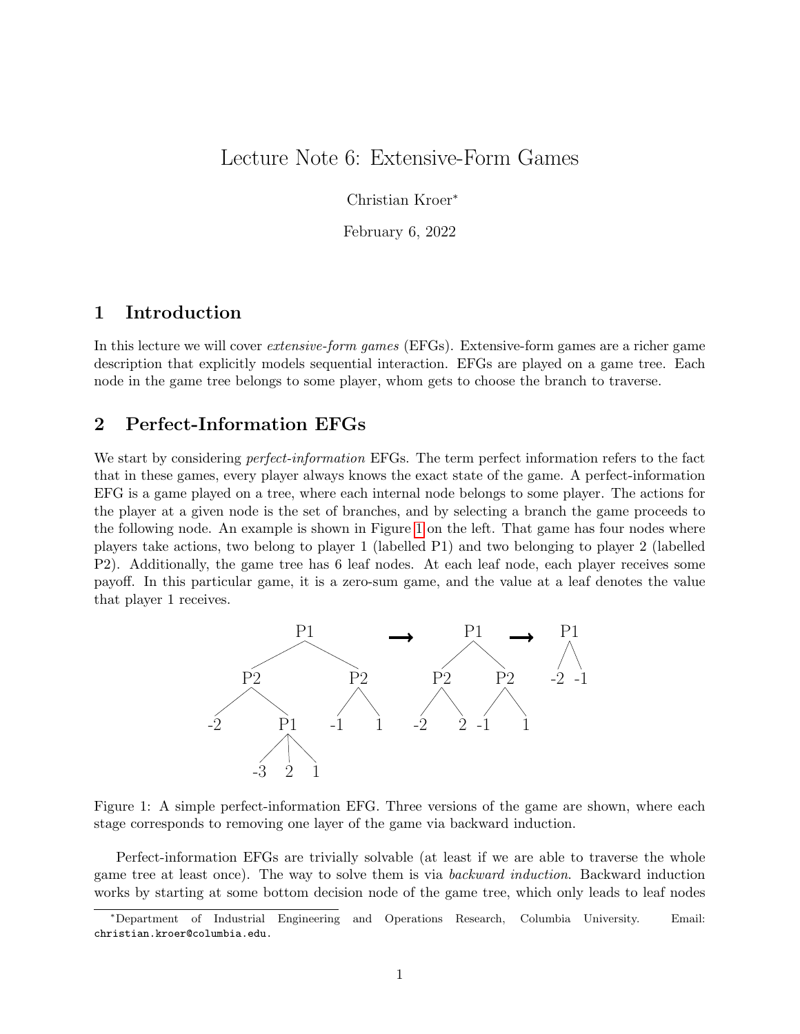# Lecture Note 6: Extensive-Form Games

Christian Kroer*

February 6, 2022

## 1 Introduction

In this lecture we will cover *extensive-form games* (EFGs). Extensive-form games are a richer game description that explicitly models sequential interaction. EFGs are played on a game tree. Each node in the game tree belongs to some player, whom gets to choose the branch to traverse.

## 2 Perfect-Information EFGs

We start by considering *perfect-information* EFGs. The term perfect information refers to the fact that in these games, every player always knows the exact state of the game. A perfect-information EFG is a game played on a tree, where each internal node belongs to some player. The actions for the player at a given node is the set of branches, and by selecting a branch the game proceeds to the following node. An example is shown in Figure 1 on the left. That game has four nodes where players take actions, two belong to player 1 (labelled P1) and two belonging to player 2 (labelled P2). Additionally, the game tree has 6 leaf nodes. At each leaf node, each player receives some payoff. In this particular game, it is a zero-sum game, and the value at a leaf denotes the value that player 1 receives.

Figure 1: A simple perfect-information EFG. Three versions of the game are shown, where each stage corresponds to removing one layer of the game via backward induction.

Perfect-information EFGs are trivially solvable (at least if we are able to traverse the whole game tree at least once). The way to solve them is via *backward induction*. Backward induction works by starting at some bottom decision node of the game tree, which only leads to leaf nodes

*Department of Industrial Engineering and Operations Research, Columbia University. Email: christian.kroer@columbia.edu.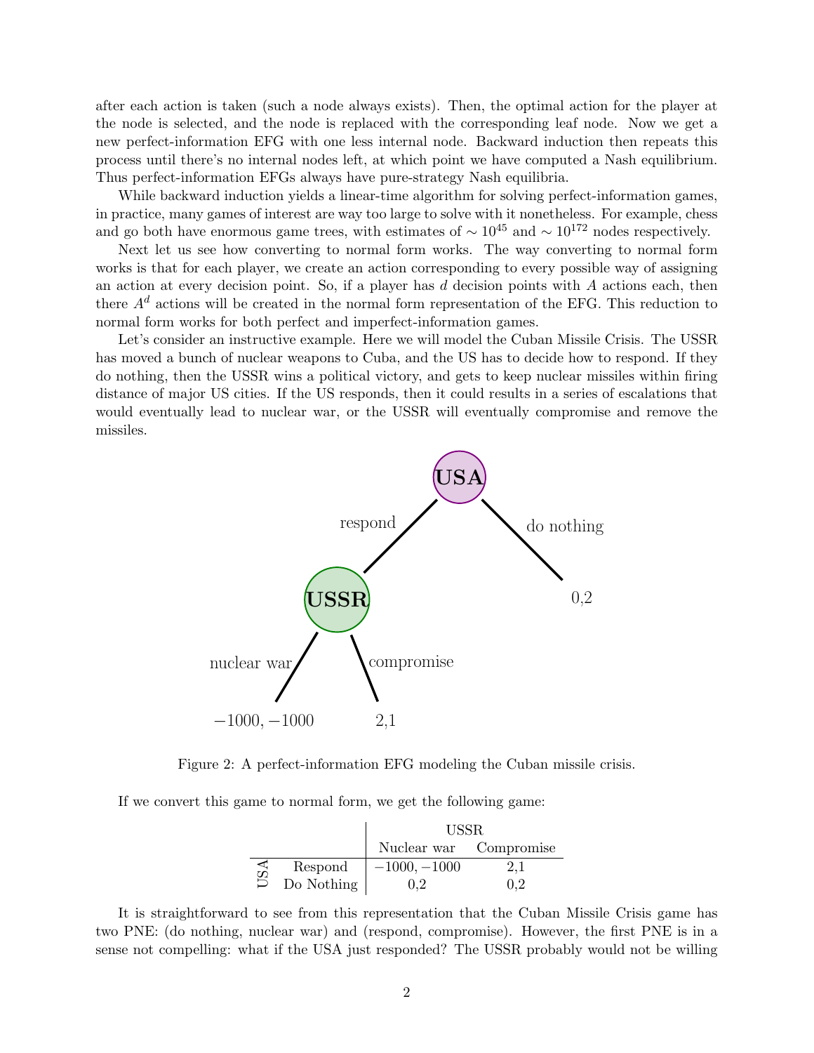after each action is taken (such a node always exists). Then, the optimal action for the player at the node is selected, and the node is replaced with the corresponding leaf node. Now we get a new perfect-information EFG with one less internal node. Backward induction then repeats this process until there's no internal nodes left, at which point we have computed a Nash equilibrium. Thus perfect-information EFGs always have pure-strategy Nash equilibria.

While backward induction yields a linear-time algorithm for solving perfect-information games, in practice, many games of interest are way too large to solve with it nonetheless. For example, chess and go both have enormous game trees, with estimates of $\sim 10^{45}$ and $\sim 10^{172}$ nodes respectively.

Next let us see how converting to normal form works. The way converting to normal form works is that for each player, we create an action corresponding to every possible way of assigning an action at every decision point. So, if a player has $d$ decision points with $A$ actions each, then there $A^d$ actions will be created in the normal form representation of the EFG. This reduction to normal form works for both perfect and imperfect-information games.

Let's consider an instructive example. Here we will model the Cuban Missile Crisis. The USSR has moved a bunch of nuclear weapons to Cuba, and the US has to decide how to respond. If they do nothing, then the USSR wins a political victory, and gets to keep nuclear missiles within firing distance of major US cities. If the US responds, then it could results in a series of escalations that would eventually lead to nuclear war, or the USSR will eventually compromise and remove the missiles.

Figure 2: A perfect-information EFG modeling the Cuban missile crisis.

If we convert this game to normal form, we get the following game:

| | | USSR | |
|---|---|---|---|
| | | Nuclear war | Compromise |
| USA | Respond | $-1000, -1000$ | 2,1 |
| | Do Nothing | 0,2 | 0,2 |

It is straightforward to see from this representation that the Cuban Missile Crisis game has two PNE: (do nothing, nuclear war) and (respond, compromise). However, the first PNE is in a sense not compelling: what if the USA just responded? The USSR probably would not be willing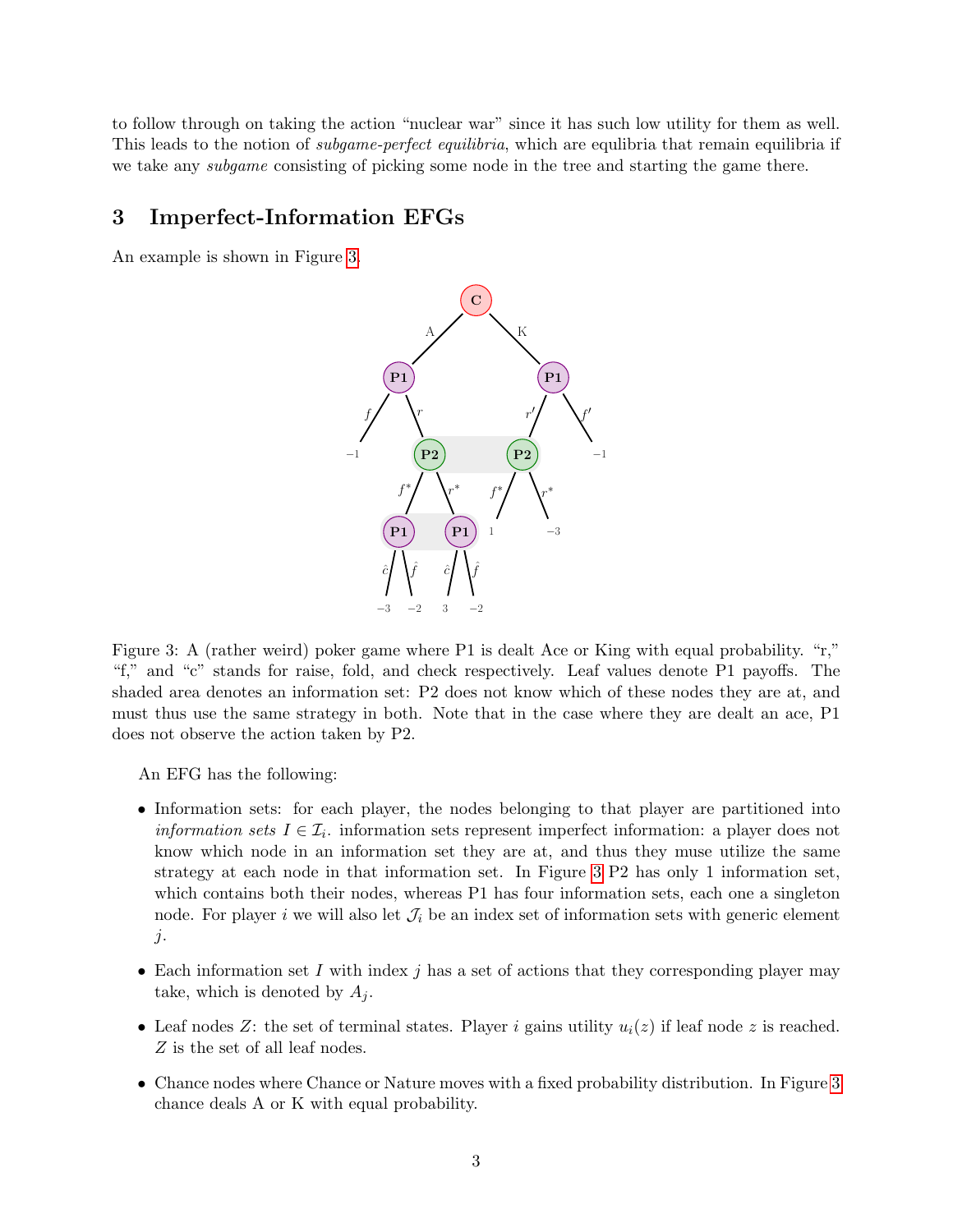to follow through on taking the action "nuclear war" since it has such low utility for them as well. This leads to the notion of *subgame-perfect equilibria*, which are equlibria that remain equilibria if we take any *subgame* consisting of picking some node in the tree and starting the game there.

## 3 Imperfect-Information EFGs

An example is shown in Figure 3.

Figure 3: A (rather weird) poker game where P1 is dealt Ace or King with equal probability. "r," "f," and "c" stands for raise, fold, and check respectively. Leaf values denote P1 payoffs. The shaded area denotes an information set: P2 does not know which of these nodes they are at, and must thus use the same strategy in both. Note that in the case where they are dealt an ace, P1 does not observe the action taken by P2.

An EFG has the following:

- Information sets: for each player, the nodes belonging to that player are partitioned into *information sets* $I \in \mathcal{I}_i$. information sets represent imperfect information: a player does not know which node in an information set they are at, and thus they muse utilize the same strategy at each node in that information set. In Figure 3 P2 has only 1 information set, which contains both their nodes, whereas P1 has four information sets, each one a singleton node. For player $i$ we will also let $\mathcal{J}_i$ be an index set of information sets with generic element $j$.
- Each information set $I$ with index $j$ has a set of actions that they corresponding player may take, which is denoted by $A_j$.
- Leaf nodes $Z$: the set of terminal states. Player $i$ gains utility $u_i(z)$ if leaf node $z$ is reached. $Z$ is the set of all leaf nodes.
- Chance nodes where Chance or Nature moves with a fixed probability distribution. In Figure 3 chance deals A or K with equal probability.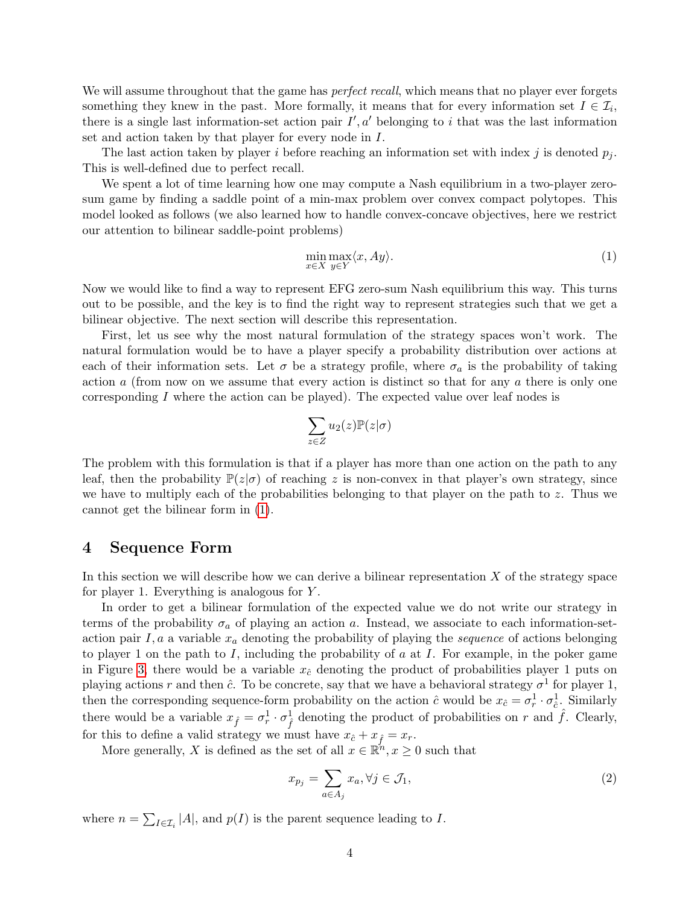We will assume throughout that the game has *perfect recall*, which means that no player ever forgets something they knew in the past. More formally, it means that for every information set $I \in \mathcal{I}_i$, there is a single last information-set action pair $I', a'$ belonging to $i$ that was the last information set and action taken by that player for every node in $I$.

The last action taken by player $i$ before reaching an information set with index $j$ is denoted $p_j$. This is well-defined due to perfect recall.

We spent a lot of time learning how one may compute a Nash equilibrium in a two-player zero-sum game by finding a saddle point of a min-max problem over convex compact polytopes. This model looked as follows (we also learned how to handle convex-concave objectives, here we restrict our attention to bilinear saddle-point problems)

$$\min_{x \in X} \max_{y \in Y} \langle x, Ay \rangle. \tag{1}$$

Now we would like to find a way to represent EFG zero-sum Nash equilibrium this way. This turns out to be possible, and the key is to find the right way to represent strategies such that we get a bilinear objective. The next section will describe this representation.

First, let us see why the most natural formulation of the strategy spaces won't work. The natural formulation would be to have a player specify a probability distribution over actions at each of their information sets. Let $\sigma$ be a strategy profile, where $\sigma_a$ is the probability of taking action $a$ (from now on we assume that every action is distinct so that for any $a$ there is only one corresponding $I$ where the action can be played). The expected value over leaf nodes is

$$\sum_{z \in Z} u_2(z) \mathbb{P}(z|\sigma)$$

The problem with this formulation is that if a player has more than one action on the path to any leaf, then the probability $\mathbb{P}(z|\sigma)$ of reaching $z$ is non-convex in that player's own strategy, since we have to multiply each of the probabilities belonging to that player on the path to $z$. Thus we cannot get the bilinear form in (1).

## 4 Sequence Form

In this section we will describe how we can derive a bilinear representation $X$ of the strategy space for player 1. Everything is analogous for $Y$.

In order to get a bilinear formulation of the expected value we do not write our strategy in terms of the probability $\sigma_a$ of playing an action $a$. Instead, we associate to each information-set-action pair $I, a$ a variable $x_a$ denoting the probability of playing the *sequence* of actions belonging to player 1 on the path to $I$, including the probability of $a$ at $I$. For example, in the poker game in Figure 3, there would be a variable $x_{\hat{c}}$ denoting the product of probabilities player 1 puts on playing actions $r$ and then $\hat{c}$. To be concrete, say that we have a behavioral strategy $\sigma^1$ for player 1, then the corresponding sequence-form probability on the action $\hat{c}$ would be $x_{\hat{c}} = \sigma^1_r \cdot \sigma^1_{\hat{c}}$. Similarly there would be a variable $x_{\hat{f}} = \sigma^1_r \cdot \sigma^1_{\hat{f}}$ denoting the product of probabilities on $r$ and $\hat{f}$. Clearly, for this to define a valid strategy we must have $x_{\hat{c}} + x_{\hat{f}} = x_r$.

More generally, $X$ is defined as the set of all $x \in \mathbb{R}^n, x \geq 0$ such that

$$x_{p_j} = \sum_{a \in A_j} x_a, \forall j \in \mathcal{J}_1, \tag{2}$$

where $n = \sum_{I \in \mathcal{I}_i} |A|$, and $p(I)$ is the parent sequence leading to $I$.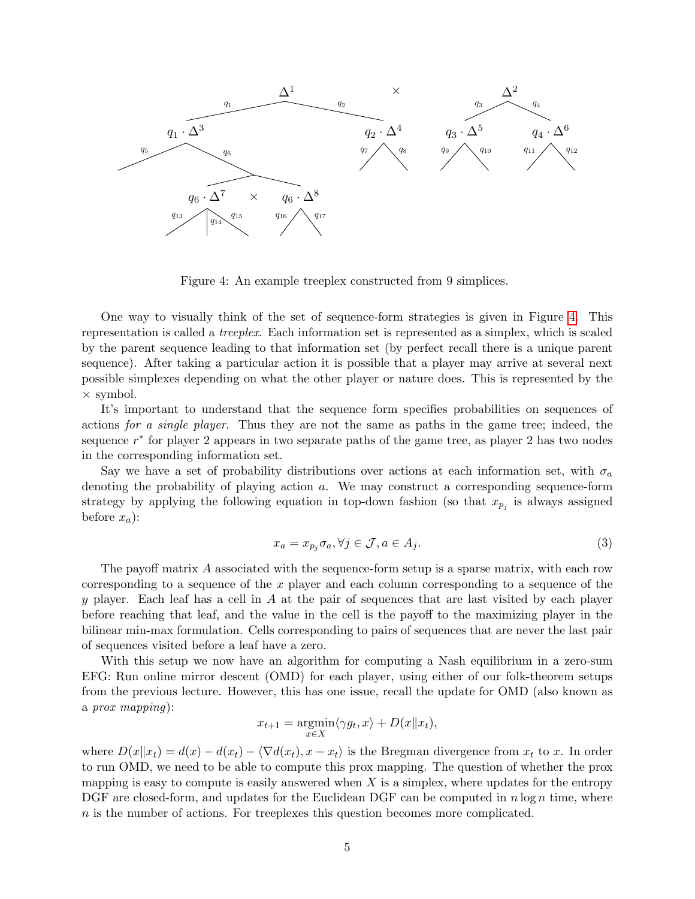Figure 4: An example treeplex constructed from 9 simplices.

One way to visually think of the set of sequence-form strategies is given in Figure 4. This representation is called a *treeplex*. Each information set is represented as a simplex, which is scaled by the parent sequence leading to that information set (by perfect recall there is a unique parent sequence). After taking a particular action it is possible that a player may arrive at several next possible simplexes depending on what the other player or nature does. This is represented by the $\times$ symbol.

It's important to understand that the sequence form specifies probabilities on sequences of actions *for a single player*. Thus they are not the same as paths in the game tree; indeed, the sequence $r^*$ for player 2 appears in two separate paths of the game tree, as player 2 has two nodes in the corresponding information set.

Say we have a set of probability distributions over actions at each information set, with $\sigma_a$ denoting the probability of playing action $a$. We may construct a corresponding sequence-form strategy by applying the following equation in top-down fashion (so that $x_{p_j}$ is always assigned before $x_a$):

$$x_a = x_{p_j} \sigma_a, \forall j \in \mathcal{J}, a \in A_j. \tag{3}$$

The payoff matrix $A$ associated with the sequence-form setup is a sparse matrix, with each row corresponding to a sequence of the $x$ player and each column corresponding to a sequence of the $y$ player. Each leaf has a cell in $A$ at the pair of sequences that are last visited by each player before reaching that leaf, and the value in the cell is the payoff to the maximizing player in the bilinear min-max formulation. Cells corresponding to pairs of sequences that are never the last pair of sequences visited before a leaf have a zero.

With this setup we now have an algorithm for computing a Nash equilibrium in a zero-sum EFG: Run online mirror descent (OMD) for each player, using either of our folk-theorem setups from the previous lecture. However, this has one issue, recall the update for OMD (also known as a *prox mapping*):

$$x_{t+1} = \operatorname*{argmin}_{x \in X} \langle \gamma g_t, x \rangle + D(x \| x_t),$$

where $D(x\|x_t) = d(x) - d(x_t) - \langle \nabla d(x_t), x - x_t \rangle$ is the Bregman divergence from $x_t$ to $x$. In order to run OMD, we need to be able to compute this prox mapping. The question of whether the prox mapping is easy to compute is easily answered when $X$ is a simplex, where updates for the entropy DGF are closed-form, and updates for the Euclidean DGF can be computed in $n \log n$ time, where $n$ is the number of actions. For treeplexes this question becomes more complicated.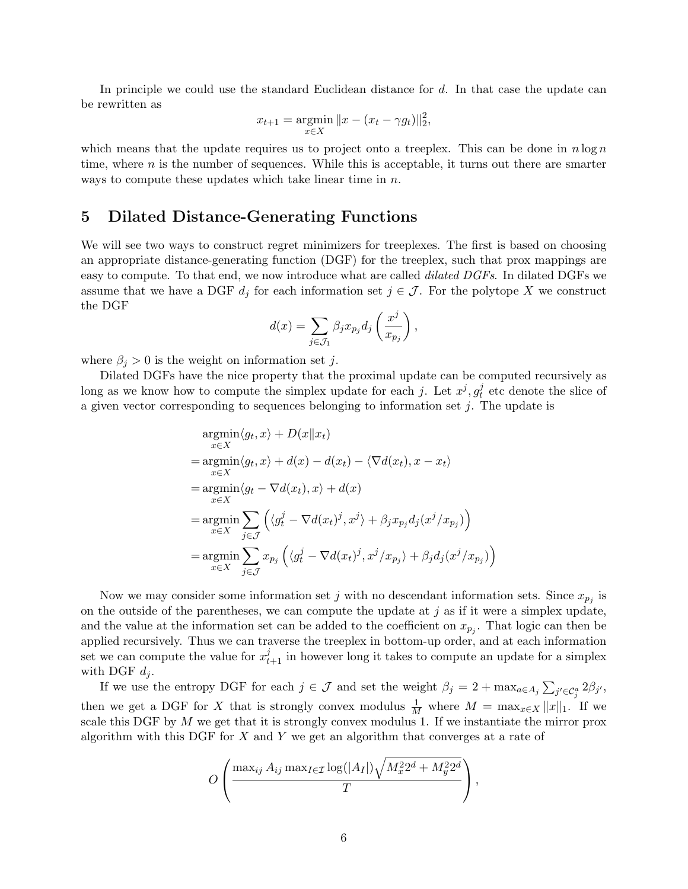In principle we could use the standard Euclidean distance for $d$. In that case the update can be rewritten as

$$x_{t+1} = \operatorname*{argmin}_{x \in X} \|x - (x_t - \gamma g_t)\|_2^2,$$

which means that the update requires us to project onto a treeplex. This can be done in $n \log n$ time, where $n$ is the number of sequences. While this is acceptable, it turns out there are smarter ways to compute these updates which take linear time in $n$.

## 5 Dilated Distance-Generating Functions

We will see two ways to construct regret minimizers for treeplexes. The first is based on choosing an appropriate distance-generating function (DGF) for the treeplex, such that prox mappings are easy to compute. To that end, we now introduce what are called *dilated DGFs*. In dilated DGFs we assume that we have a DGF $d_j$ for each information set $j \in \mathcal{J}$. For the polytope $X$ we construct the DGF

$$d(x) = \sum_{j \in \mathcal{J}_1} \beta_j x_{p_j} d_j\left(\frac{x^j}{x_{p_j}}\right),$$

where $\beta_j > 0$ is the weight on information set $j$.

Dilated DGFs have the nice property that the proximal update can be computed recursively as long as we know how to compute the simplex update for each $j$. Let $x^j, g_t^j$ etc denote the slice of a given vector corresponding to sequences belonging to information set $j$. The update is

$$
\begin{aligned}
&\operatorname*{argmin}_{x \in X} \langle g_t, x\rangle + D(x\|x_t) \\
=& \operatorname*{argmin}_{x \in X} \langle g_t, x\rangle + d(x) - d(x_t) - \langle \nabla d(x_t), x - x_t\rangle \\
=& \operatorname*{argmin}_{x \in X} \langle g_t - \nabla d(x_t), x\rangle + d(x) \\
=& \operatorname*{argmin}_{x \in X} \sum_{j \in \mathcal{J}} \left( \langle g_t^j - \nabla d(x_t)^j, x^j\rangle + \beta_j x_{p_j} d_j(x^j / x_{p_j}) \right) \\
=& \operatorname*{argmin}_{x \in X} \sum_{j \in \mathcal{J}} x_{p_j} \left( \langle g_t^j - \nabla d(x_t)^j, x^j / x_{p_j}\rangle + \beta_j d_j(x^j / x_{p_j}) \right)
\end{aligned}
$$

Now we may consider some information set $j$ with no descendant information sets. Since $x_{p_j}$ is on the outside of the parentheses, we can compute the update at $j$ as if it were a simplex update, and the value at the information set can be added to the coefficient on $x_{p_j}$. That logic can then be applied recursively. Thus we can traverse the treeplex in bottom-up order, and at each information set we can compute the value for $x_{t+1}^j$ in however long it takes to compute an update for a simplex with DGF $d_j$.

If we use the entropy DGF for each $j \in \mathcal{J}$ and set the weight $\beta_j = 2 + \max_{a \in A_j} \sum_{j' \in \mathcal{C}_j^a} 2\beta_{j'}$, then we get a DGF for $X$ that is strongly convex modulus $\frac{1}{M}$ where $M = \max_{x \in X} \|x\|_1$. If we scale this DGF by $M$ we get that it is strongly convex modulus 1. If we instantiate the mirror prox algorithm with this DGF for $X$ and $Y$ we get an algorithm that converges at a rate of

$$O\left(\frac{\max_{ij} A_{ij} \max_{I \in \mathcal{I}} \log(|A_I|) \sqrt{M_x^2 2^d + M_y^2 2^d}}{T}\right),$$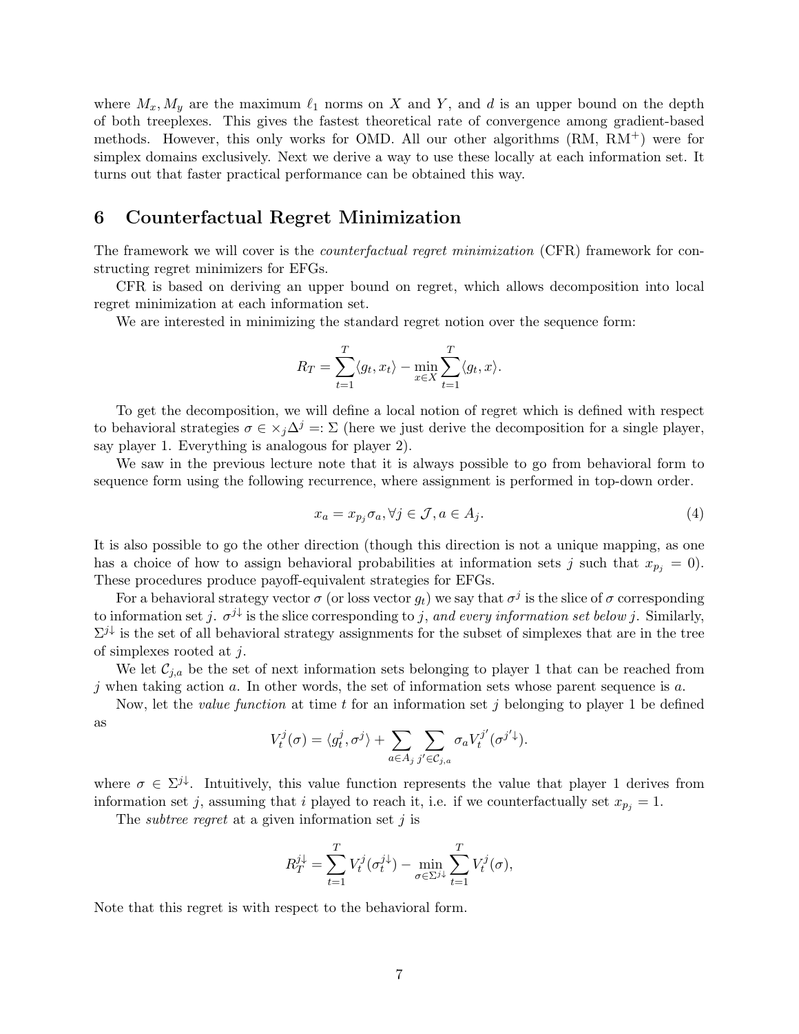where $M_x, M_y$ are the maximum $\ell_1$ norms on $X$ and $Y$, and $d$ is an upper bound on the depth of both treeplexes. This gives the fastest theoretical rate of convergence among gradient-based methods. However, this only works for OMD. All our other algorithms (RM, $\text{RM}^+$) were for simplex domains exclusively. Next we derive a way to use these locally at each information set. It turns out that faster practical performance can be obtained this way.

## 6 Counterfactual Regret Minimization

The framework we will cover is the *counterfactual regret minimization* (CFR) framework for constructing regret minimizers for EFGs.

CFR is based on deriving an upper bound on regret, which allows decomposition into local regret minimization at each information set.

We are interested in minimizing the standard regret notion over the sequence form:

$$R_T = \sum_{t=1}^{T} \langle g_t, x_t \rangle - \min_{x \in X} \sum_{t=1}^{T} \langle g_t, x \rangle.$$

To get the decomposition, we will define a local notion of regret which is defined with respect to behavioral strategies $\sigma \in \times_j \Delta^j =: \Sigma$ (here we just derive the decomposition for a single player, say player 1. Everything is analogous for player 2).

We saw in the previous lecture note that it is always possible to go from behavioral form to sequence form using the following recurrence, where assignment is performed in top-down order.

$$x_a = x_{p_j} \sigma_a, \forall j \in \mathcal{J}, a \in A_j. \tag{4}$$

It is also possible to go the other direction (though this direction is not a unique mapping, as one has a choice of how to assign behavioral probabilities at information sets $j$ such that $x_{p_j} = 0$). These procedures produce payoff-equivalent strategies for EFGs.

For a behavioral strategy vector $\sigma$ (or loss vector $g_t$) we say that $\sigma^j$ is the slice of $\sigma$ corresponding to information set $j$. $\sigma^{j\downarrow}$ is the slice corresponding to $j$, *and every information set below* $j$. Similarly, $\Sigma^{j\downarrow}$ is the set of all behavioral strategy assignments for the subset of simplexes that are in the tree of simplexes rooted at $j$.

We let $\mathcal{C}_{j,a}$ be the set of next information sets belonging to player 1 that can be reached from $j$ when taking action $a$. In other words, the set of information sets whose parent sequence is $a$.

Now, let the *value function* at time $t$ for an information set $j$ belonging to player 1 be defined as

$$V_t^j(\sigma) = \langle g_t^j, \sigma^j \rangle + \sum_{a \in A_j} \sum_{j' \in \mathcal{C}_{j,a}} \sigma_a V_t^{j'}(\sigma^{j'\downarrow}).$$

where $\sigma \in \Sigma^{j\downarrow}$. Intuitively, this value function represents the value that player 1 derives from information set $j$, assuming that $i$ played to reach it, i.e. if we counterfactually set $x_{p_j} = 1$.

The *subtree regret* at a given information set $j$ is

$$R_T^{j\downarrow} = \sum_{t=1}^{T} V_t^j(\sigma_t^{j\downarrow}) - \min_{\sigma \in \Sigma^{j\downarrow}} \sum_{t=1}^{T} V_t^j(\sigma),$$

Note that this regret is with respect to the behavioral form.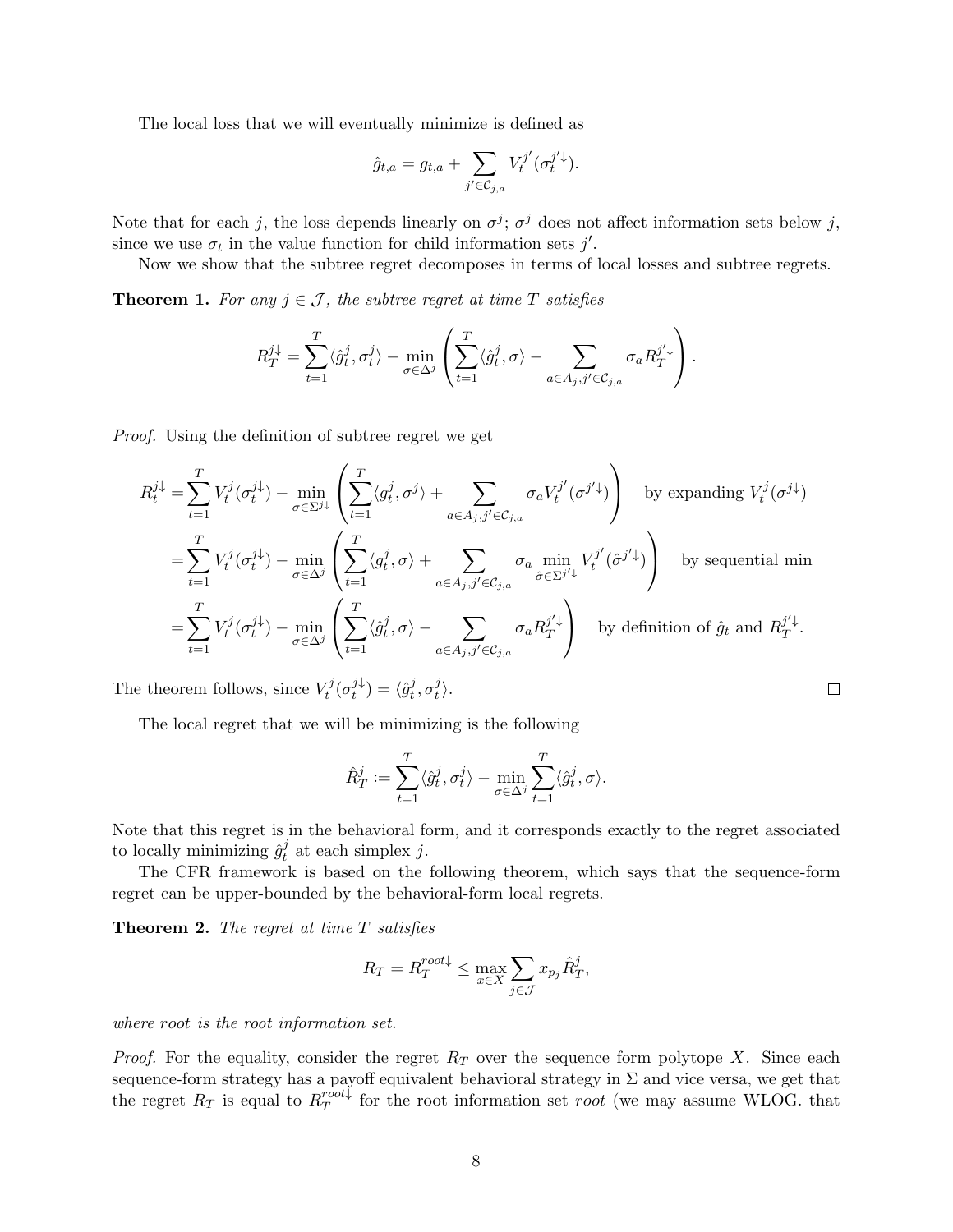The local loss that we will eventually minimize is defined as

$$\hat{g}_{t,a} = g_{t,a} + \sum_{j' \in \mathcal{C}_{j,a}} V_t^{j'}(\sigma_t^{j'\downarrow}).$$

Note that for each $j$, the loss depends linearly on $\sigma^j$; $\sigma^j$ does not affect information sets below $j$, since we use $\sigma_t$ in the value function for child information sets $j'$.

Now we show that the subtree regret decomposes in terms of local losses and subtree regrets.

**Theorem 1.** *For any $j \in \mathcal{J}$, the subtree regret at time $T$ satisfies*

$$R_T^{j\downarrow} = \sum_{t=1}^{T} \langle \hat{g}_t^j, \sigma_t^j \rangle - \min_{\sigma \in \Delta^j} \left( \sum_{t=1}^{T} \langle \hat{g}_t^j, \sigma \rangle - \sum_{a \in A_j, j' \in \mathcal{C}_{j,a}} \sigma_a R_T^{j'\downarrow} \right).$$

*Proof.* Using the definition of subtree regret we get

$$\begin{aligned}
R_t^{j\downarrow} &= \sum_{t=1}^{T} V_t^j(\sigma_t^{j\downarrow}) - \min_{\sigma \in \Sigma^{j\downarrow}} \left( \sum_{t=1}^{T} \langle g_t^j, \sigma^j \rangle + \sum_{a \in A_j, j' \in \mathcal{C}_{j,a}} \sigma_a V_t^{j'}(\sigma^{j'\downarrow}) \right) \quad \text{by expanding } V_t^j(\sigma^{j\downarrow}) \\
&= \sum_{t=1}^{T} V_t^j(\sigma_t^{j\downarrow}) - \min_{\sigma \in \Delta^j} \left( \sum_{t=1}^{T} \langle g_t^j, \sigma \rangle + \sum_{a \in A_j, j' \in \mathcal{C}_{j,a}} \sigma_a \min_{\hat{\sigma} \in \Sigma^{j'\downarrow}} V_t^{j'}(\hat{\sigma}^{j'\downarrow}) \right) \quad \text{by sequential min} \\
&= \sum_{t=1}^{T} V_t^j(\sigma_t^{j\downarrow}) - \min_{\sigma \in \Delta^j} \left( \sum_{t=1}^{T} \langle \hat{g}_t^j, \sigma \rangle - \sum_{a \in A_j, j' \in \mathcal{C}_{j,a}} \sigma_a R_T^{j'\downarrow} \right) \quad \text{by definition of } \hat{g}_t \text{ and } R_T^{j'\downarrow}.
\end{aligned}$$

The theorem follows, since $V_t^j(\sigma_t^{j\downarrow}) = \langle \hat{g}_t^j, \sigma_t^j \rangle$. ∎

The local regret that we will be minimizing is the following

$$\hat{R}_T^j := \sum_{t=1}^{T} \langle \hat{g}_t^j, \sigma_t^j \rangle - \min_{\sigma \in \Delta^j} \sum_{t=1}^{T} \langle \hat{g}_t^j, \sigma \rangle.$$

Note that this regret is in the behavioral form, and it corresponds exactly to the regret associated to locally minimizing $\hat{g}_t^j$ at each simplex $j$.

The CFR framework is based on the following theorem, which says that the sequence-form regret can be upper-bounded by the behavioral-form local regrets.

**Theorem 2.** *The regret at time $T$ satisfies*

$$R_T = R_T^{root\downarrow} \leq \max_{x \in X} \sum_{j \in \mathcal{J}} x_{p_j} \hat{R}_T^j,$$

*where root is the root information set.*

*Proof.* For the equality, consider the regret $R_T$ over the sequence form polytope $X$. Since each sequence-form strategy has a payoff equivalent behavioral strategy in $\Sigma$ and vice versa, we get that the regret $R_T$ is equal to $R_T^{root\downarrow}$ for the root information set *root* (we may assume WLOG. that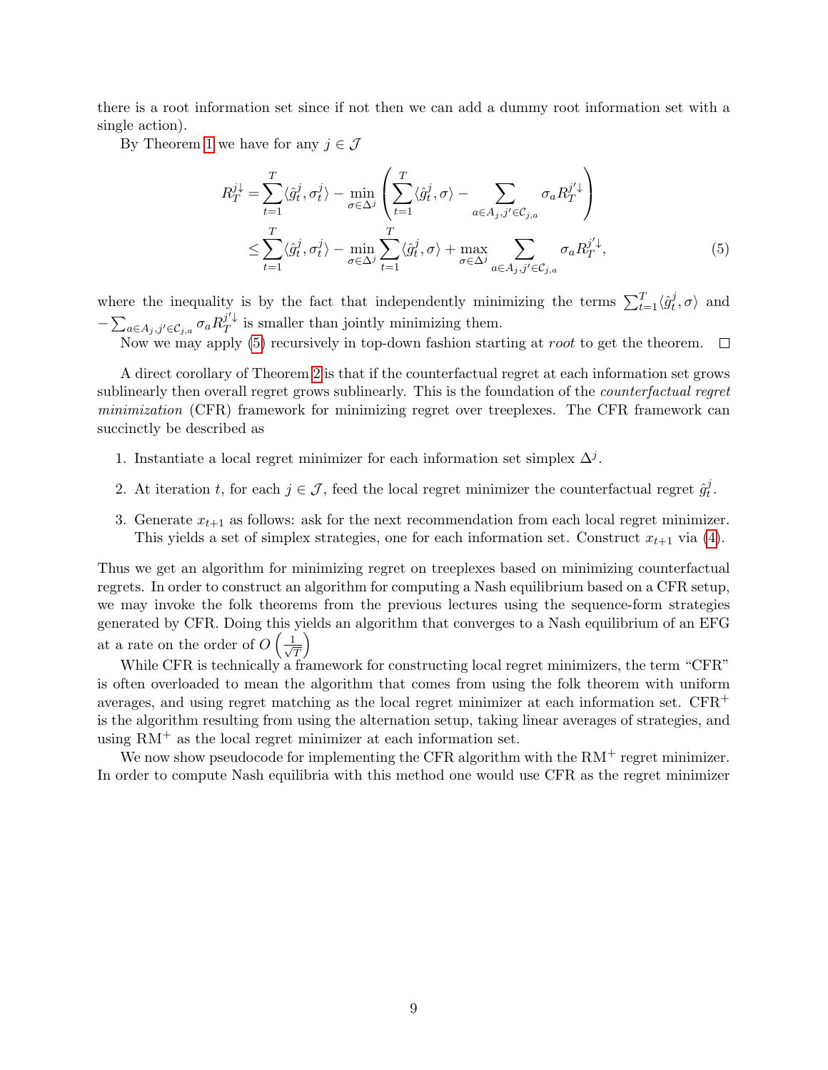there is a root information set since if not then we can add a dummy root information set with a single action).

By Theorem 1 we have for any $j \in \mathcal{J}$

$$
\begin{aligned}
R_T^{j\downarrow} &= \sum_{t=1}^{T} \langle \hat{g}_t^j, \sigma_t^j \rangle - \min_{\sigma \in \Delta^j} \left( \sum_{t=1}^{T} \langle \hat{g}_t^j, \sigma \rangle - \sum_{a \in A_j, j' \in \mathcal{C}_{j,a}} \sigma_a R_T^{j'\downarrow} \right) \\
&\leq \sum_{t=1}^{T} \langle \hat{g}_t^j, \sigma_t^j \rangle - \min_{\sigma \in \Delta^j} \sum_{t=1}^{T} \langle \hat{g}_t^j, \sigma \rangle + \max_{\sigma \in \Delta^j} \sum_{a \in A_j, j' \in \mathcal{C}_{j,a}} \sigma_a R_T^{j'\downarrow},
\end{aligned} \tag{5}
$$

where the inequality is by the fact that independently minimizing the terms $\sum_{t=1}^{T} \langle \hat{g}_t^j, \sigma \rangle$ and $-\sum_{a \in A_j, j' \in \mathcal{C}_{j,a}} \sigma_a R_T^{j'\downarrow}$ is smaller than jointly minimizing them.

Now we may apply (5) recursively in top-down fashion starting at *root* to get the theorem. □

A direct corollary of Theorem 2 is that if the counterfactual regret at each information set grows sublinearly then overall regret grows sublinearly. This is the foundation of the *counterfactual regret minimization* (CFR) framework for minimizing regret over treeplexes. The CFR framework can succinctly be described as

1. Instantiate a local regret minimizer for each information set simplex $\Delta^j$.
2. At iteration $t$, for each $j \in \mathcal{J}$, feed the local regret minimizer the counterfactual regret $\hat{g}_t^j$.
3. Generate $x_{t+1}$ as follows: ask for the next recommendation from each local regret minimizer. This yields a set of simplex strategies, one for each information set. Construct $x_{t+1}$ via (4).

Thus we get an algorithm for minimizing regret on treeplexes based on minimizing counterfactual regrets. In order to construct an algorithm for computing a Nash equilibrium based on a CFR setup, we may invoke the folk theorems from the previous lectures using the sequence-form strategies generated by CFR. Doing this yields an algorithm that converges to a Nash equilibrium of an EFG at a rate on the order of $O\left(\frac{1}{\sqrt{T}}\right)$

While CFR is technically a framework for constructing local regret minimizers, the term "CFR" is often overloaded to mean the algorithm that comes from using the folk theorem with uniform averages, and using regret matching as the local regret minimizer at each information set. CFR$^+$ is the algorithm resulting from using the alternation setup, taking linear averages of strategies, and using RM$^+$ as the local regret minimizer at each information set.

We now show pseudocode for implementing the CFR algorithm with the RM$^+$ regret minimizer. In order to compute Nash equilibria with this method one would use CFR as the regret minimizer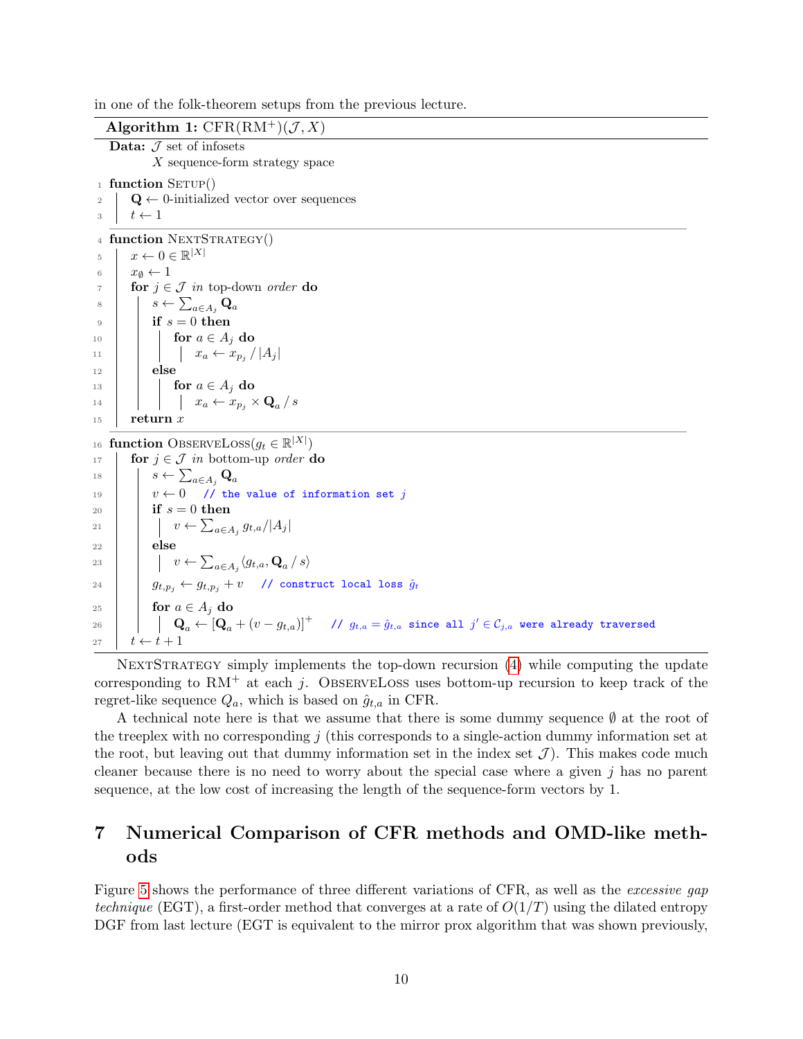in one of the folk-theorem setups from the previous lecture.

**Algorithm 1:** CFR(RM$^+$)($\mathcal{J}, X$)

```
Data: 𝒥 set of infosets
      X sequence-form strategy space
1  function Setup()
2      Q ← 0-initialized vector over sequences
3      t ← 1
4  function NextStrategy()
5      x ← 0 ∈ ℝ^{|X|}
6      x_∅ ← 1
7      for j ∈ 𝒥 in top-down order do
8          s ← Σ_{a∈A_j} Q_a
9          if s = 0 then
10             for a ∈ A_j do
11                 x_a ← x_{p_j} / |A_j|
12         else
13             for a ∈ A_j do
14                 x_a ← x_{p_j} × Q_a / s
15     return x
16 function ObserveLoss(g_t ∈ ℝ^{|X|})
17     for j ∈ 𝒥 in bottom-up order do
18         s ← Σ_{a∈A_j} Q_a
19         v ← 0    // the value of information set j
20         if s = 0 then
21             v ← Σ_{a∈A_j} g_{t,a}/|A_j|
22         else
23             v ← Σ_{a∈A_j} ⟨g_{t,a}, Q_a / s⟩
24         g_{t,p_j} ← g_{t,p_j} + v    // construct local loss ĝ_t
25         for a ∈ A_j do
26             Q_a ← [Q_a + (v − g_{t,a})]^+    // g_{t,a} = ĝ_{t,a} since all j' ∈ 𝒞_{j,a} were already traversed
27     t ← t + 1
```

NextStrategy simply implements the top-down recursion (4) while computing the update corresponding to RM$^+$ at each $j$. ObserveLoss uses bottom-up recursion to keep track of the regret-like sequence $Q_a$, which is based on $\hat{g}_{t,a}$ in CFR.

A technical note here is that we assume that there is some dummy sequence $\emptyset$ at the root of the treeplex with no corresponding $j$ (this corresponds to a single-action dummy information set at the root, but leaving out that dummy information set in the index set $\mathcal{J}$). This makes code much cleaner because there is no need to worry about the special case where a given $j$ has no parent sequence, at the low cost of increasing the length of the sequence-form vectors by 1.

## 7 Numerical Comparison of CFR methods and OMD-like methods

Figure 5 shows the performance of three different variations of CFR, as well as the *excessive gap technique* (EGT), a first-order method that converges at a rate of $O(1/T)$ using the dilated entropy DGF from last lecture (EGT is equivalent to the mirror prox algorithm that was shown previously,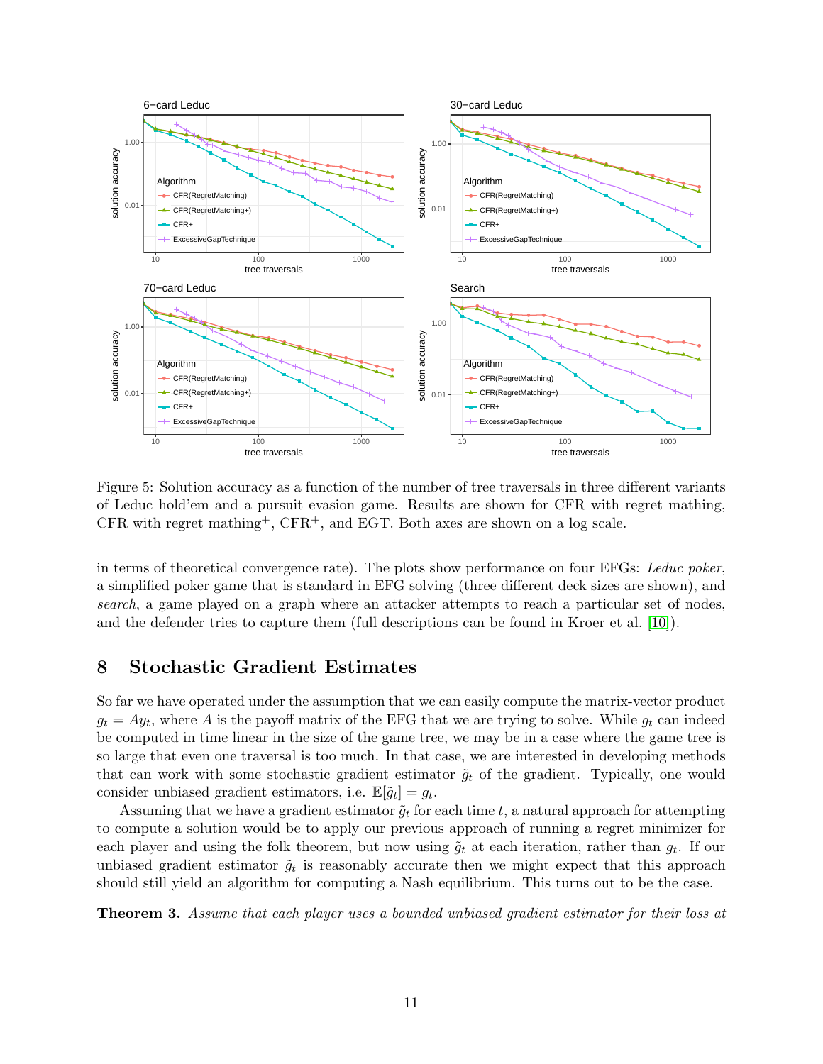Figure 5: Solution accuracy as a function of the number of tree traversals in three different variants of Leduc hold'em and a pursuit evasion game. Results are shown for CFR with regret mathing, CFR with regret mathing$^+$, CFR$^+$, and EGT. Both axes are shown on a log scale.

in terms of theoretical convergence rate). The plots show performance on four EFGs: *Leduc poker*, a simplified poker game that is standard in EFG solving (three different deck sizes are shown), and *search*, a game played on a graph where an attacker attempts to reach a particular set of nodes, and the defender tries to capture them (full descriptions can be found in Kroer et al. [10]).

## 8 Stochastic Gradient Estimates

So far we have operated under the assumption that we can easily compute the matrix-vector product $g_t = Ay_t$, where $A$ is the payoff matrix of the EFG that we are trying to solve. While $g_t$ can indeed be computed in time linear in the size of the game tree, we may be in a case where the game tree is so large that even one traversal is too much. In that case, we are interested in developing methods that can work with some stochastic gradient estimator $\tilde{g}_t$ of the gradient. Typically, one would consider unbiased gradient estimators, i.e. $\mathbb{E}[\tilde{g}_t] = g_t$.

Assuming that we have a gradient estimator $\tilde{g}_t$ for each time $t$, a natural approach for attempting to compute a solution would be to apply our previous approach of running a regret minimizer for each player and using the folk theorem, but now using $\tilde{g}_t$ at each iteration, rather than $g_t$. If our unbiased gradient estimator $\tilde{g}_t$ is reasonably accurate then we might expect that this approach should still yield an algorithm for computing a Nash equilibrium. This turns out to be the case.

**Theorem 3.** *Assume that each player uses a bounded unbiased gradient estimator for their loss at*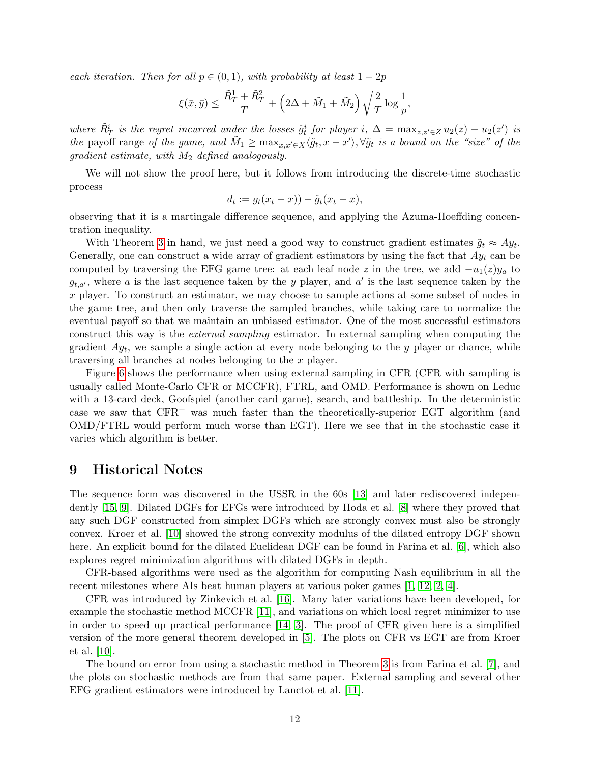*each iteration. Then for all $p \in (0,1)$, with probability at least $1-2p$*

$$\xi(\bar{x}, \bar{y}) \leq \frac{\tilde{R}_T^1 + \tilde{R}_T^2}{T} + \left(2\Delta + \tilde{M}_1 + \tilde{M}_2\right)\sqrt{\frac{2}{T}\log\frac{1}{p}},$$

*where $\tilde{R}_T^i$ is the regret incurred under the losses $\tilde{g}_t^i$ for player $i$, $\Delta = \max_{z,z' \in Z} u_2(z) - u_2(z')$ is the* payoff range *of the game, and $\tilde{M}_1 \geq \max_{x,x' \in X} \langle \tilde{g}_t, x - x' \rangle, \forall \tilde{g}_t$ is a bound on the "size" of the gradient estimate, with $M_2$ defined analogously.*

We will not show the proof here, but it follows from introducing the discrete-time stochastic process

$$d_t := g_t(x_t - x)) - \tilde{g}_t(x_t - x),$$

observing that it is a martingale difference sequence, and applying the Azuma-Hoeffding concentration inequality.

With Theorem 3 in hand, we just need a good way to construct gradient estimates $\tilde{g}_t \approx Ay_t$. Generally, one can construct a wide array of gradient estimators by using the fact that $Ay_t$ can be computed by traversing the EFG game tree: at each leaf node $z$ in the tree, we add $-u_1(z)y_a$ to $g_{t,a'}$, where $a$ is the last sequence taken by the $y$ player, and $a'$ is the last sequence taken by the $x$ player. To construct an estimator, we may choose to sample actions at some subset of nodes in the game tree, and then only traverse the sampled branches, while taking care to normalize the eventual payoff so that we maintain an unbiased estimator. One of the most successful estimators construct this way is the *external sampling* estimator. In external sampling when computing the gradient $Ay_t$, we sample a single action at every node belonging to the $y$ player or chance, while traversing all branches at nodes belonging to the $x$ player.

Figure 6 shows the performance when using external sampling in CFR (CFR with sampling is usually called Monte-Carlo CFR or MCCFR), FTRL, and OMD. Performance is shown on Leduc with a 13-card deck, Goofspiel (another card game), search, and battleship. In the deterministic case we saw that CFR$^+$ was much faster than the theoretically-superior EGT algorithm (and OMD/FTRL would perform much worse than EGT). Here we see that in the stochastic case it varies which algorithm is better.

# 9 Historical Notes

The sequence form was discovered in the USSR in the 60s [13] and later rediscovered independently [15, 9]. Dilated DGFs for EFGs were introduced by Hoda et al. [8] where they proved that any such DGF constructed from simplex DGFs which are strongly convex must also be strongly convex. Kroer et al. [10] showed the strong convexity modulus of the dilated entropy DGF shown here. An explicit bound for the dilated Euclidean DGF can be found in Farina et al. [6], which also explores regret minimization algorithms with dilated DGFs in depth.

CFR-based algorithms were used as the algorithm for computing Nash equilibrium in all the recent milestones where AIs beat human players at various poker games [1, 12, 2, 4].

CFR was introduced by Zinkevich et al. [16]. Many later variations have been developed, for example the stochastic method MCCFR [11], and variations on which local regret minimizer to use in order to speed up practical performance [14, 3]. The proof of CFR given here is a simplified version of the more general theorem developed in [5]. The plots on CFR vs EGT are from Kroer et al. [10].

The bound on error from using a stochastic method in Theorem 3 is from Farina et al. [7], and the plots on stochastic methods are from that same paper. External sampling and several other EFG gradient estimators were introduced by Lanctot et al. [11].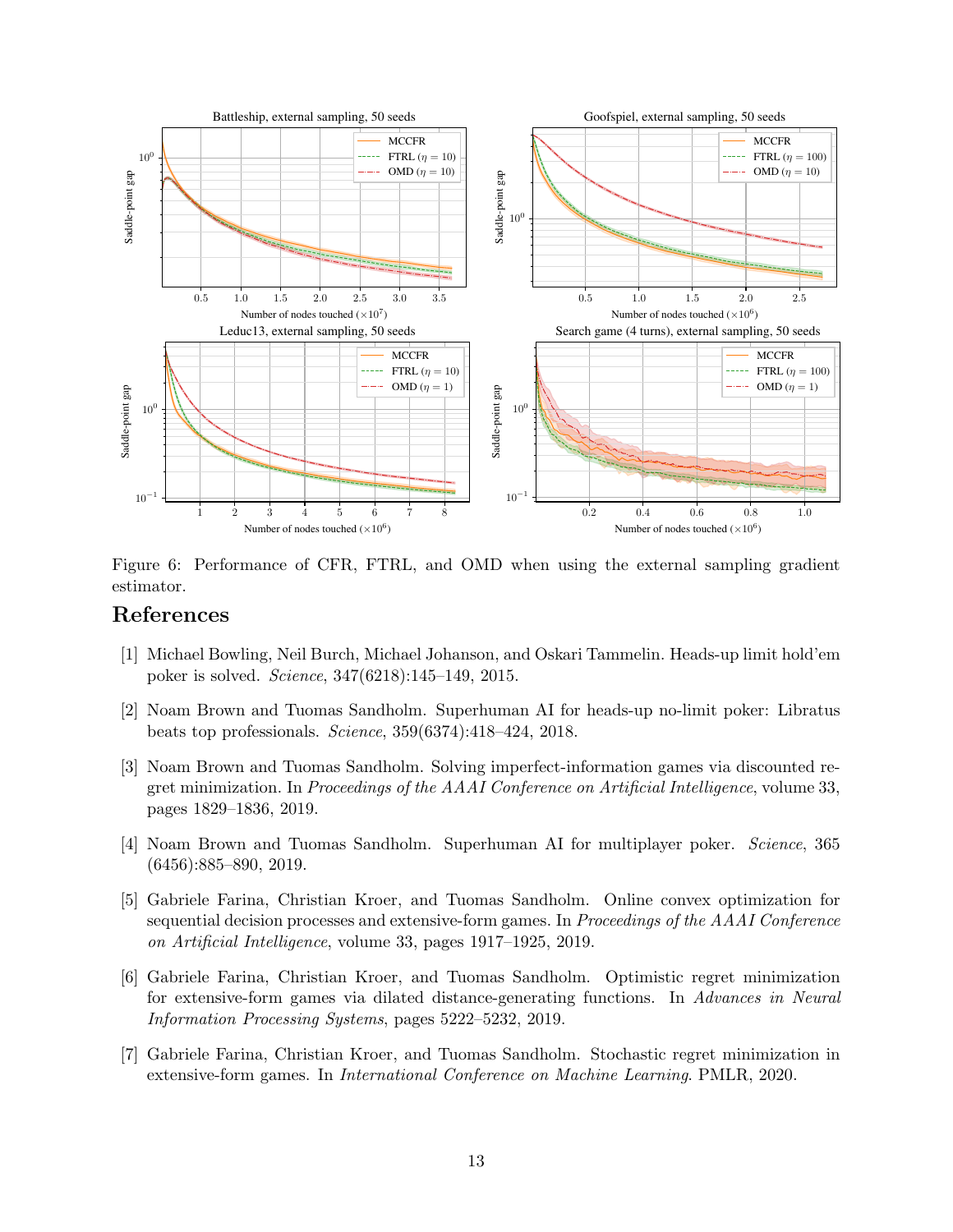Figure 6: Performance of CFR, FTRL, and OMD when using the external sampling gradient estimator.

# References

[1] Michael Bowling, Neil Burch, Michael Johanson, and Oskari Tammelin. Heads-up limit hold'em poker is solved. *Science*, 347(6218):145–149, 2015.

[2] Noam Brown and Tuomas Sandholm. Superhuman AI for heads-up no-limit poker: Libratus beats top professionals. *Science*, 359(6374):418–424, 2018.

[3] Noam Brown and Tuomas Sandholm. Solving imperfect-information games via discounted regret minimization. In *Proceedings of the AAAI Conference on Artificial Intelligence*, volume 33, pages 1829–1836, 2019.

[4] Noam Brown and Tuomas Sandholm. Superhuman AI for multiplayer poker. *Science*, 365 (6456):885–890, 2019.

[5] Gabriele Farina, Christian Kroer, and Tuomas Sandholm. Online convex optimization for sequential decision processes and extensive-form games. In *Proceedings of the AAAI Conference on Artificial Intelligence*, volume 33, pages 1917–1925, 2019.

[6] Gabriele Farina, Christian Kroer, and Tuomas Sandholm. Optimistic regret minimization for extensive-form games via dilated distance-generating functions. In *Advances in Neural Information Processing Systems*, pages 5222–5232, 2019.

[7] Gabriele Farina, Christian Kroer, and Tuomas Sandholm. Stochastic regret minimization in extensive-form games. In *International Conference on Machine Learning*. PMLR, 2020.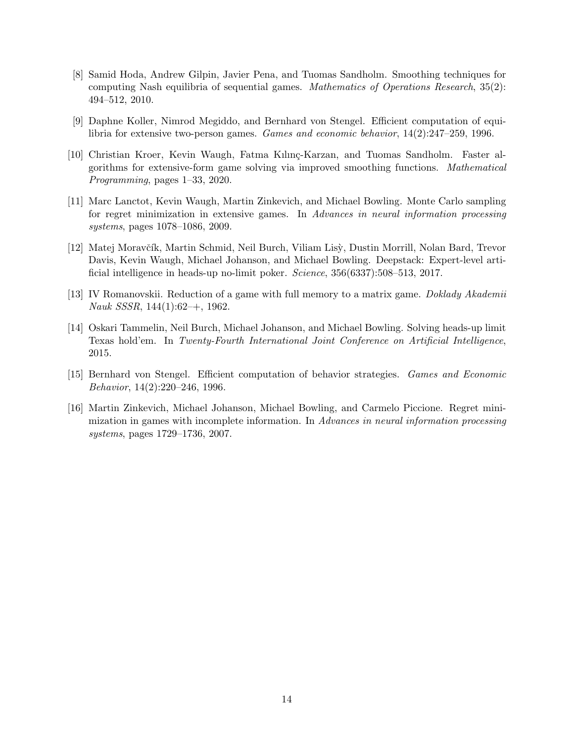[8] Samid Hoda, Andrew Gilpin, Javier Pena, and Tuomas Sandholm. Smoothing techniques for computing Nash equilibria of sequential games. *Mathematics of Operations Research*, 35(2): 494–512, 2010.

[9] Daphne Koller, Nimrod Megiddo, and Bernhard von Stengel. Efficient computation of equilibria for extensive two-person games. *Games and economic behavior*, 14(2):247–259, 1996.

[10] Christian Kroer, Kevin Waugh, Fatma Kılınç-Karzan, and Tuomas Sandholm. Faster algorithms for extensive-form game solving via improved smoothing functions. *Mathematical Programming*, pages 1–33, 2020.

[11] Marc Lanctot, Kevin Waugh, Martin Zinkevich, and Michael Bowling. Monte Carlo sampling for regret minimization in extensive games. In *Advances in neural information processing systems*, pages 1078–1086, 2009.

[12] Matej Moravčík, Martin Schmid, Neil Burch, Viliam Lisỳ, Dustin Morrill, Nolan Bard, Trevor Davis, Kevin Waugh, Michael Johanson, and Michael Bowling. Deepstack: Expert-level artificial intelligence in heads-up no-limit poker. *Science*, 356(6337):508–513, 2017.

[13] IV Romanovskii. Reduction of a game with full memory to a matrix game. *Doklady Akademii Nauk SSSR*, 144(1):62–+, 1962.

[14] Oskari Tammelin, Neil Burch, Michael Johanson, and Michael Bowling. Solving heads-up limit Texas hold'em. In *Twenty-Fourth International Joint Conference on Artificial Intelligence*, 2015.

[15] Bernhard von Stengel. Efficient computation of behavior strategies. *Games and Economic Behavior*, 14(2):220–246, 1996.

[16] Martin Zinkevich, Michael Johanson, Michael Bowling, and Carmelo Piccione. Regret minimization in games with incomplete information. In *Advances in neural information processing systems*, pages 1729–1736, 2007.